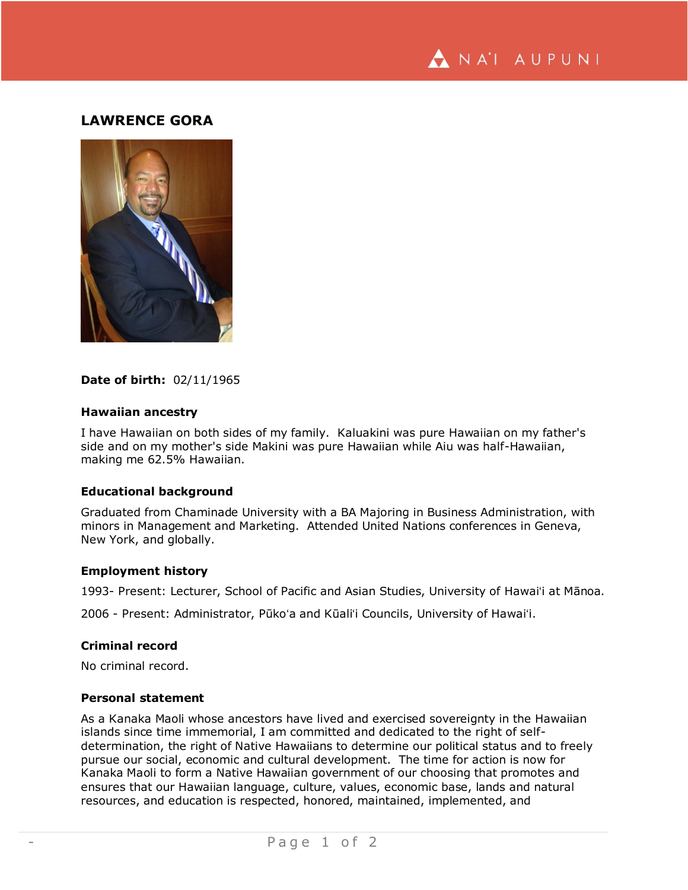# LAWRENCE GORA

**Date of birth:** 02/11/1965

### Hawaiian ancestry

I have Hawaiian on both sides of my family. Kaluakini was pure Hawaiian on my father's side and on my mother's side Makini was pure Hawaiian while Aiu was half-Hawaiian, making me 62.5% Hawaiian.

### Educational background

Graduated from Chaminade University with a BA Majoring in Business Administration, with minors in Management and Marketing. Attended United Nations conferences in Geneva, New York, and globally.

### Employment history

1993- Present: Lecturer, School of Pacific and Asian Studies, University of Hawaiʻi at Mānoa.

2006 - Present: Administrator, Pūkoʻa and Kūaliʻi Councils, University of Hawaiʻi.

### Criminal record

No criminal record.

### Personal statement

As a Kanaka Maoli whose ancestors have lived and exercised sovereignty in the Hawaiian islands since time immemorial, I am committed and dedicated to the right of self-determination, the right of Native Hawaiians to determine our political status and to freely pursue our social, economic and cultural development. The time for action is now for Kanaka Maoli to form a Native Hawaiian government of our choosing that promotes and ensures that our Hawaiian language, culture, values, economic base, lands and natural resources, and education is respected, honored, maintained, implemented, and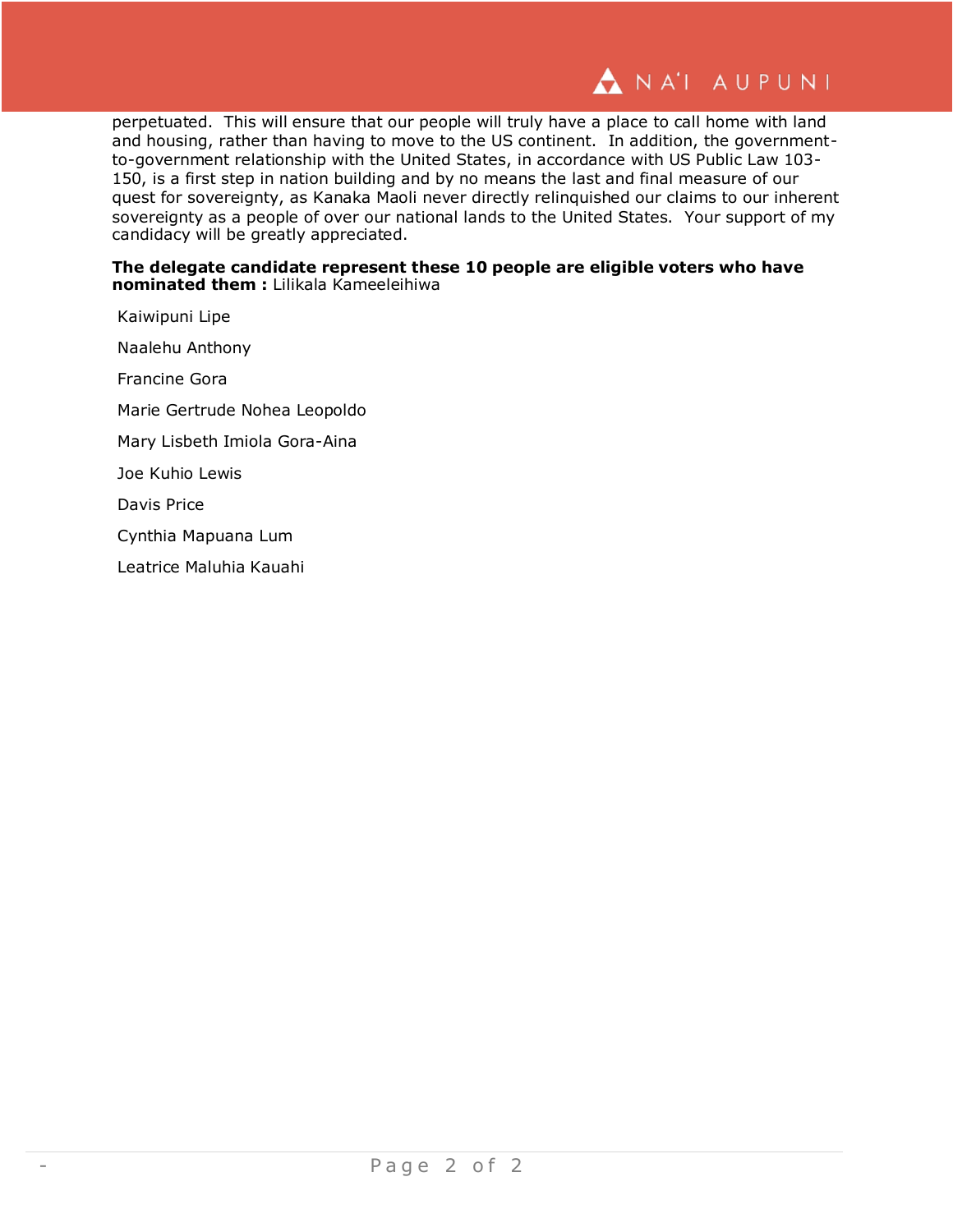perpetuated. This will ensure that our people will truly have a place to call home with land and housing, rather than having to move to the US continent. In addition, the government-to-government relationship with the United States, in accordance with US Public Law 103-150, is a first step in nation building and by no means the last and final measure of our quest for sovereignty, as Kanaka Maoli never directly relinquished our claims to our inherent sovereignty as a people of over our national lands to the United States. Your support of my candidacy will be greatly appreciated.

**The delegate candidate represent these 10 people are eligible voters who have nominated them :** Lilikala Kameeleihiwa

Kaiwipuni Lipe

Naalehu Anthony

Francine Gora

Marie Gertrude Nohea Leopoldo

Mary Lisbeth Imiola Gora-Aina

Joe Kuhio Lewis

Davis Price

Cynthia Mapuana Lum

Leatrice Maluhia Kauahi